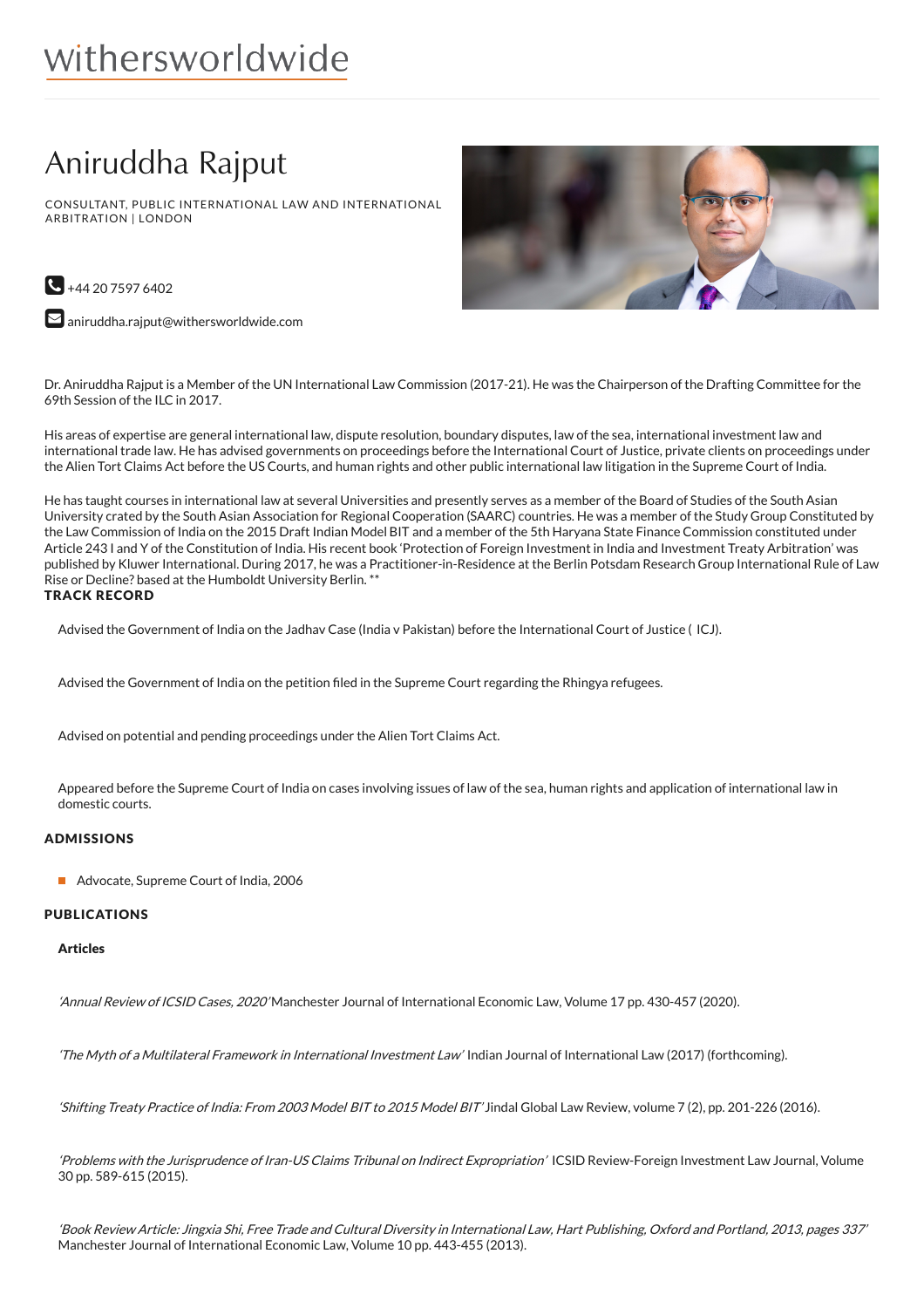withersworldwide

# Aniruddha Rajput

CONSULTANT, PUBLIC INTERNATIONAL LAW AND INTERNATIONAL ARBITRATION | LONDON

+44 20 7597 6402

aniruddha.rajput@withersworldwide.com

Dr. Aniruddha Rajput is a Member of the UN International Law Commission (2017-21). He was the Chairperson of the Drafting Committee for the 69th Session of the ILC in 2017.

His areas of expertise are general international law, dispute resolution, boundary disputes, law of the sea, international investment law and international trade law. He has advised governments on proceedings before the International Court of Justice, private clients on proceedings under the Alien Tort Claims Act before the US Courts, and human rights and other public international law litigation in the Supreme Court of India.

He has taught courses in international law at several Universities and presently serves as a member of the Board of Studies of the South Asian University crated by the South Asian Association for Regional Cooperation (SAARC) countries. He was a member of the Study Group Constituted by the Law Commission of India on the 2015 Draft Indian Model BIT and a member of the 5th Haryana State Finance Commission constituted under Article 243 I and Y of the Constitution of India. His recent book 'Protection of Foreign Investment in India and Investment Treaty Arbitration' was published by Kluwer International. During 2017, he was a Practitioner-in-Residence at the Berlin Potsdam Research Group International Rule of Law Rise or Decline? based at the Humboldt University Berlin. **

## TRACK RECORD

Advised the Government of India on the Jadhav Case (India v Pakistan) before the International Court of Justice ( ICJ).

Advised the Government of India on the petition filed in the Supreme Court regarding the Rhingya refugees.

Advised on potential and pending proceedings under the Alien Tort Claims Act.

Appeared before the Supreme Court of India on cases involving issues of law of the sea, human rights and application of international law in domestic courts.

## ADMISSIONS

- Advocate, Supreme Court of India, 2006

## PUBLICATIONS

### Articles

*'Annual Review of ICSID Cases, 2020'* Manchester Journal of International Economic Law, Volume 17 pp. 430-457 (2020).

*'The Myth of a Multilateral Framework in International Investment Law'* Indian Journal of International Law (2017) (forthcoming).

*'Shifting Treaty Practice of India: From 2003 Model BIT to 2015 Model BIT'* Jindal Global Law Review, volume 7 (2), pp. 201-226 (2016).

*'Problems with the Jurisprudence of Iran-US Claims Tribunal on Indirect Expropriation'* ICSID Review-Foreign Investment Law Journal, Volume 30 pp. 589-615 (2015).

*'Book Review Article: Jingxia Shi, Free Trade and Cultural Diversity in International Law, Hart Publishing, Oxford and Portland, 2013, pages 337'* Manchester Journal of International Economic Law, Volume 10 pp. 443-455 (2013).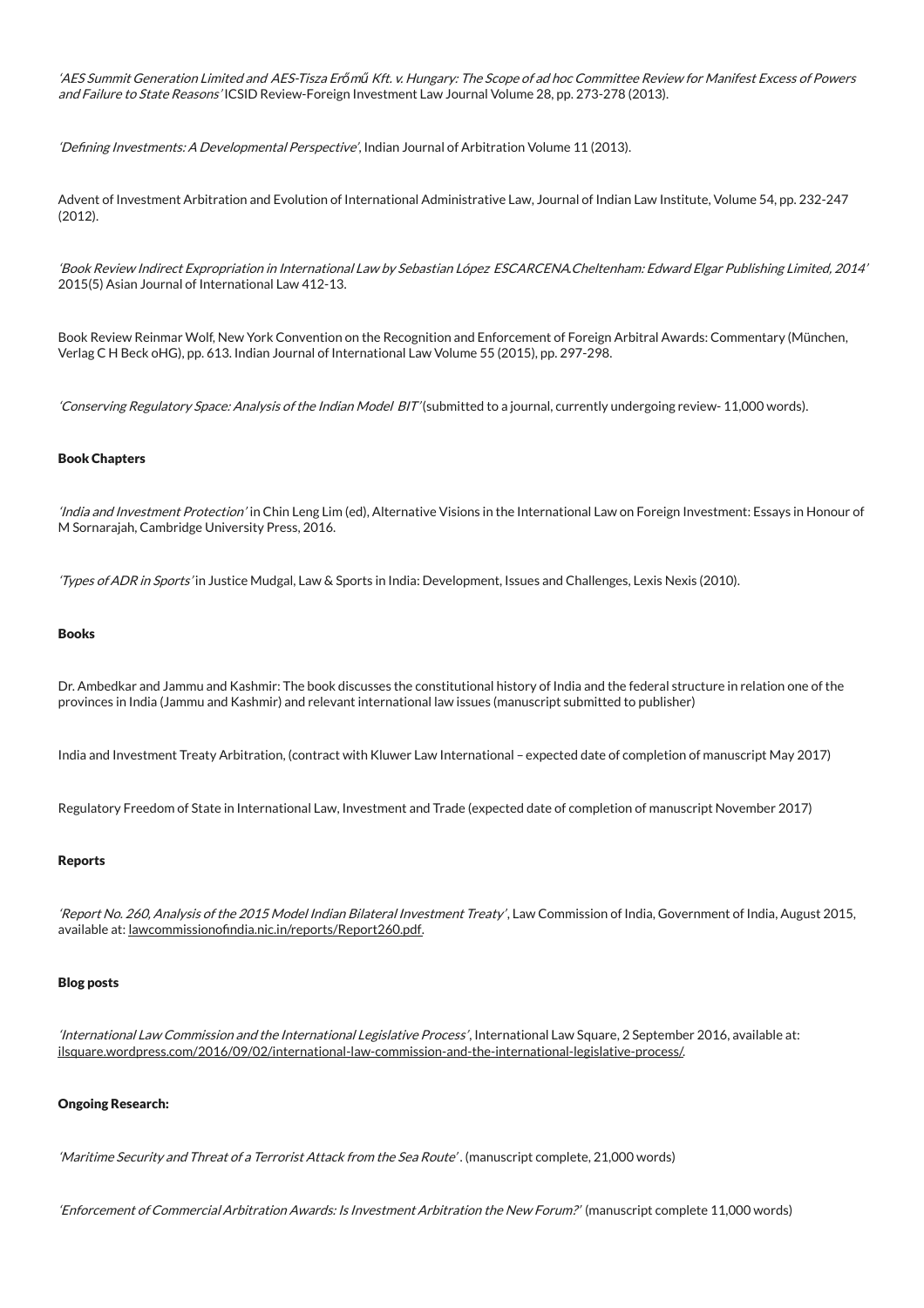*'AES Summit Generation Limited and AES-Tisza Erőmű Kft. v. Hungary: The Scope of ad hoc Committee Review for Manifest Excess of Powers and Failure to State Reasons'* ICSID Review-Foreign Investment Law Journal Volume 28, pp. 273-278 (2013).

*'Defining Investments: A Developmental Perspective'*, Indian Journal of Arbitration Volume 11 (2013).

Advent of Investment Arbitration and Evolution of International Administrative Law, Journal of Indian Law Institute, Volume 54, pp. 232-247 (2012).

*'Book Review Indirect Expropriation in International Law by Sebastian López ESCARCENA.Cheltenham: Edward Elgar Publishing Limited, 2014'* 2015(5) Asian Journal of International Law 412-13.

Book Review Reinmar Wolf, New York Convention on the Recognition and Enforcement of Foreign Arbitral Awards: Commentary (München, Verlag C H Beck oHG), pp. 613. Indian Journal of International Law Volume 55 (2015), pp. 297-298.

*'Conserving Regulatory Space: Analysis of the Indian Model BIT'* (submitted to a journal, currently undergoing review- 11,000 words).

**Book Chapters**

*'India and Investment Protection'* in Chin Leng Lim (ed), Alternative Visions in the International Law on Foreign Investment: Essays in Honour of M Sornarajah, Cambridge University Press, 2016.

*'Types of ADR in Sports'* in Justice Mudgal, Law & Sports in India: Development, Issues and Challenges, Lexis Nexis (2010).

**Books**

Dr. Ambedkar and Jammu and Kashmir: The book discusses the constitutional history of India and the federal structure in relation one of the provinces in India (Jammu and Kashmir) and relevant international law issues (manuscript submitted to publisher)

India and Investment Treaty Arbitration, (contract with Kluwer Law International – expected date of completion of manuscript May 2017)

Regulatory Freedom of State in International Law, Investment and Trade (expected date of completion of manuscript November 2017)

**Reports**

*'Report No. 260, Analysis of the 2015 Model Indian Bilateral Investment Treaty'*, Law Commission of India, Government of India, August 2015, available at: lawcommissionofindia.nic.in/reports/Report260.pdf.

**Blog posts**

*'International Law Commission and the International Legislative Process'*, International Law Square, 2 September 2016, available at: ilsquare.wordpress.com/2016/09/02/international-law-commission-and-the-international-legislative-process/.

**Ongoing Research:**

*'Maritime Security and Threat of a Terrorist Attack from the Sea Route'*. (manuscript complete, 21,000 words)

*'Enforcement of Commercial Arbitration Awards: Is Investment Arbitration the New Forum?'* (manuscript complete 11,000 words)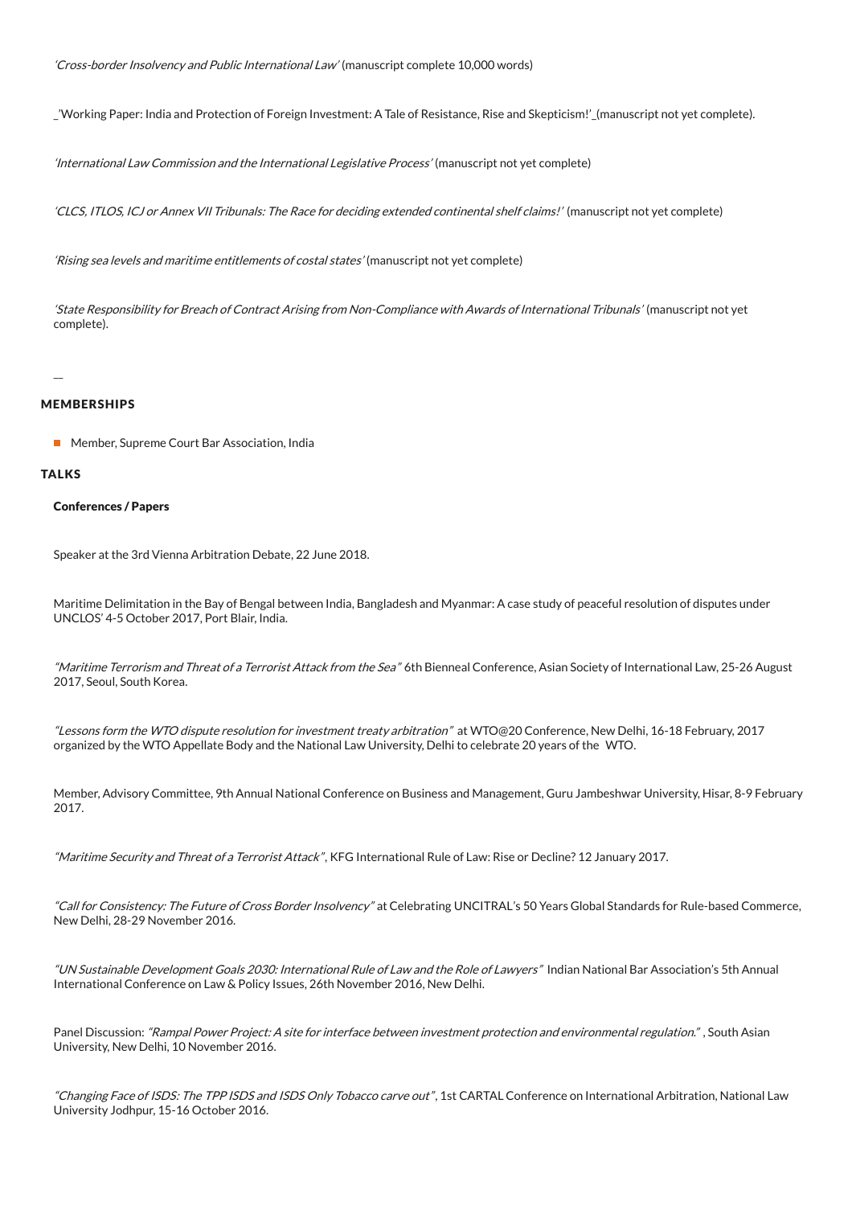*'Cross-border Insolvency and Public International Law'* (manuscript complete 10,000 words)

_'Working Paper: India and Protection of Foreign Investment: A Tale of Resistance, Rise and Skepticism!'_(manuscript not yet complete).

*'International Law Commission and the International Legislative Process'* (manuscript not yet complete)

*'CLCS, ITLOS, ICJ or Annex VII Tribunals: The Race for deciding extended continental shelf claims!'* (manuscript not yet complete)

*'Rising sea levels and maritime entitlements of costal states'* (manuscript not yet complete)

*'State Responsibility for Breach of Contract Arising from Non-Compliance with Awards of International Tribunals'* (manuscript not yet complete).

—

## MEMBERSHIPS

- Member, Supreme Court Bar Association, India

## TALKS

### Conferences / Papers

Speaker at the 3rd Vienna Arbitration Debate, 22 June 2018.

Maritime Delimitation in the Bay of Bengal between India, Bangladesh and Myanmar: A case study of peaceful resolution of disputes under UNCLOS' 4-5 October 2017, Port Blair, India.

*"Maritime Terrorism and Threat of a Terrorist Attack from the Sea"* 6th Bienneal Conference, Asian Society of International Law, 25-26 August 2017, Seoul, South Korea.

*"Lessons form the WTO dispute resolution for investment treaty arbitration"* at WTO@20 Conference, New Delhi, 16-18 February, 2017 organized by the WTO Appellate Body and the National Law University, Delhi to celebrate 20 years of the WTO.

Member, Advisory Committee, 9th Annual National Conference on Business and Management, Guru Jambeshwar University, Hisar, 8-9 February 2017.

*"Maritime Security and Threat of a Terrorist Attack"*, KFG International Rule of Law: Rise or Decline? 12 January 2017.

*"Call for Consistency: The Future of Cross Border Insolvency"* at Celebrating UNCITRAL's 50 Years Global Standards for Rule-based Commerce, New Delhi, 28-29 November 2016.

*"UN Sustainable Development Goals 2030: International Rule of Law and the Role of Lawyers"* Indian National Bar Association's 5th Annual International Conference on Law & Policy Issues, 26th November 2016, New Delhi.

Panel Discussion: *"Rampal Power Project: A site for interface between investment protection and environmental regulation."* , South Asian University, New Delhi, 10 November 2016.

*"Changing Face of ISDS: The TPP ISDS and ISDS Only Tobacco carve out"*, 1st CARTAL Conference on International Arbitration, National Law University Jodhpur, 15-16 October 2016.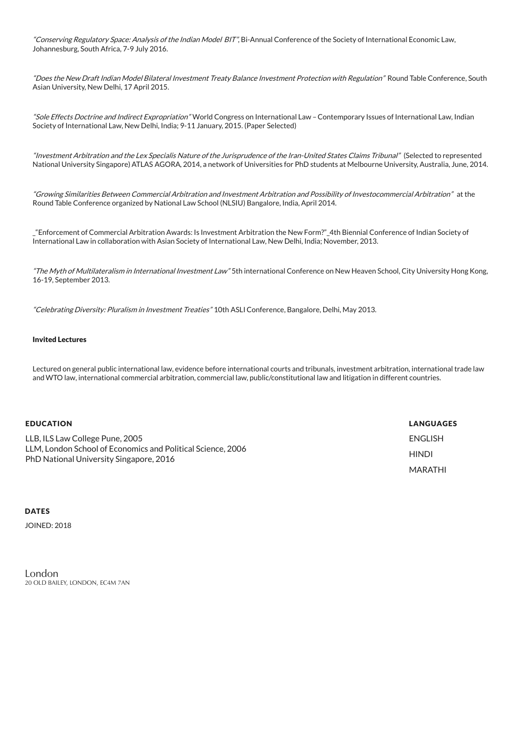*"Conserving Regulatory Space: Analysis of the Indian Model BIT"*, Bi-Annual Conference of the Society of International Economic Law, Johannesburg, South Africa, 7-9 July 2016.

*"Does the New Draft Indian Model Bilateral Investment Treaty Balance Investment Protection with Regulation"* Round Table Conference, South Asian University, New Delhi, 17 April 2015.

*"Sole Effects Doctrine and Indirect Expropriation"* World Congress on International Law – Contemporary Issues of International Law, Indian Society of International Law, New Delhi, India; 9-11 January, 2015. (Paper Selected)

*"Investment Arbitration and the Lex Specialis Nature of the Jurisprudence of the Iran-United States Claims Tribunal"* (Selected to represented National University Singapore) ATLAS AGORA, 2014, a network of Universities for PhD students at Melbourne University, Australia, June, 2014.

*"Growing Similarities Between Commercial Arbitration and Investment Arbitration and Possibility of Investocommercial Arbitration"* at the Round Table Conference organized by National Law School (NLSIU) Bangalore, India, April 2014.

_"Enforcement of Commercial Arbitration Awards: Is Investment Arbitration the New Form?"_4th Biennial Conference of Indian Society of International Law in collaboration with Asian Society of International Law, New Delhi, India; November, 2013.

*"The Myth of Multilateralism in International Investment Law"* 5th international Conference on New Heaven School, City University Hong Kong, 16-19, September 2013.

*"Celebrating Diversity: Pluralism in Investment Treaties"* 10th ASLI Conference, Bangalore, Delhi, May 2013.

**Invited Lectures**

Lectured on general public international law, evidence before international courts and tribunals, investment arbitration, international trade law and WTO law, international commercial arbitration, commercial law, public/constitutional law and litigation in different countries.

## EDUCATION

LLB, ILS Law College Pune, 2005
LLM, London School of Economics and Political Science, 2006
PhD National University Singapore, 2016

## LANGUAGES

ENGLISH

HINDI

MARATHI

## DATES

JOINED: 2018

London
20 OLD BAILEY, LONDON, EC4M 7AN